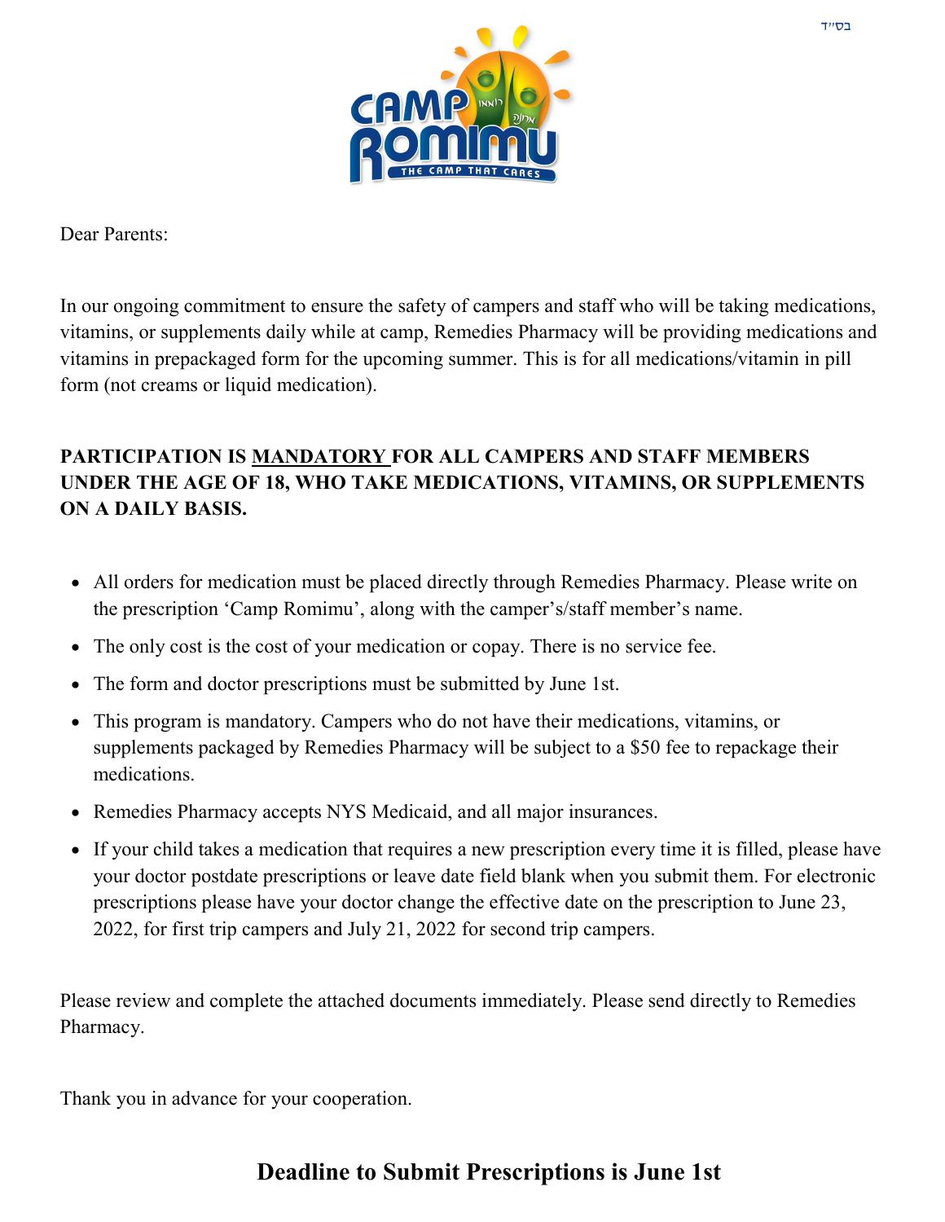בס״ד

Dear Parents:

In our ongoing commitment to ensure the safety of campers and staff who will be taking medications, vitamins, or supplements daily while at camp, Remedies Pharmacy will be providing medications and vitamins in prepackaged form for the upcoming summer. This is for all medications/vitamin in pill form (not creams or liquid medication).

**PARTICIPATION IS MANDATORY FOR ALL CAMPERS AND STAFF MEMBERS UNDER THE AGE OF 18, WHO TAKE MEDICATIONS, VITAMINS, OR SUPPLEMENTS ON A DAILY BASIS.**

- All orders for medication must be placed directly through Remedies Pharmacy. Please write on the prescription 'Camp Romimu', along with the camper's/staff member's name.
- The only cost is the cost of your medication or copay. There is no service fee.
- The form and doctor prescriptions must be submitted by June 1st.
- This program is mandatory. Campers who do not have their medications, vitamins, or supplements packaged by Remedies Pharmacy will be subject to a $50 fee to repackage their medications.
- Remedies Pharmacy accepts NYS Medicaid, and all major insurances.
- If your child takes a medication that requires a new prescription every time it is filled, please have your doctor postdate prescriptions or leave date field blank when you submit them. For electronic prescriptions please have your doctor change the effective date on the prescription to June 23, 2022, for first trip campers and July 21, 2022 for second trip campers.

Please review and complete the attached documents immediately. Please send directly to Remedies Pharmacy.

Thank you in advance for your cooperation.

## Deadline to Submit Prescriptions is June 1st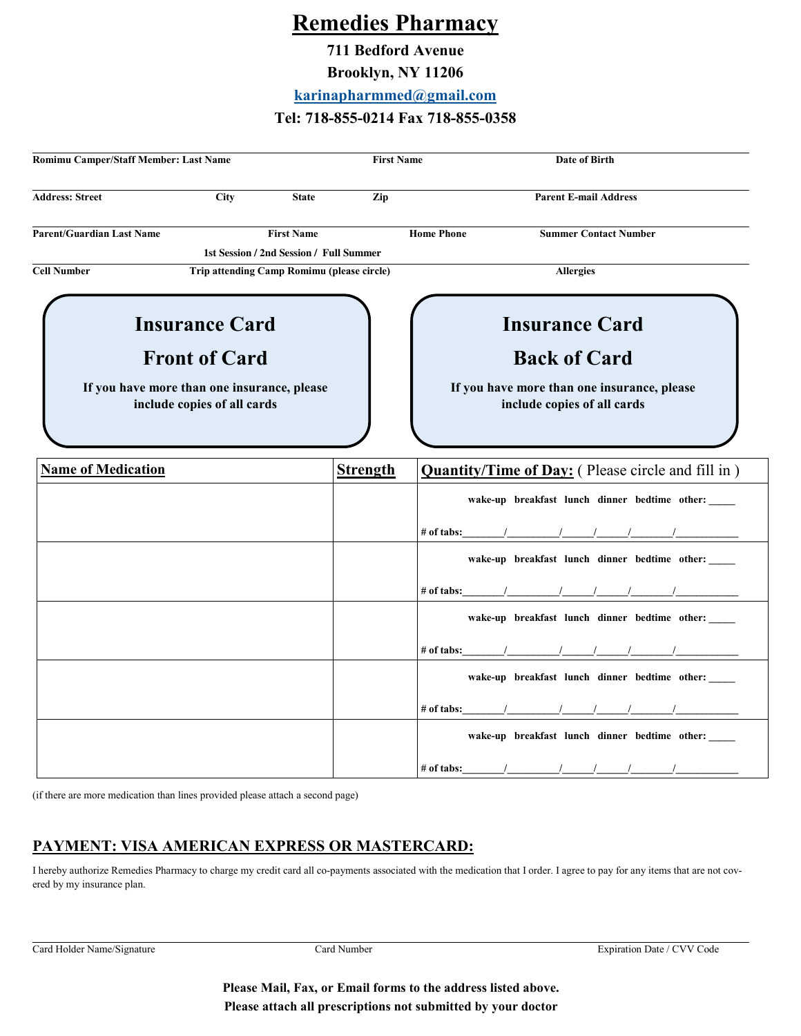# Remedies Pharmacy

**711 Bedford Avenue**

**Brooklyn, NY 11206**

**karinapharmmed@gmail.com**

**Tel: 718-855-0214 Fax 718-855-0358**

**Romimu Camper/Staff Member: Last Name** | **First Name** | **Date of Birth**

**Address: Street** | **City** | **State** | **Zip** | **Parent E-mail Address**

**Parent/Guardian Last Name** | **First Name** | **Home Phone** | **Summer Contact Number**

**Cell Number** | **Trip attending Camp Romimu (please circle)** 1st Session / 2nd Session / Full Summer | **Allergies**

## Insurance Card Front of Card

**If you have more than one insurance, please include copies of all cards**

## Insurance Card Back of Card

**If you have more than one insurance, please include copies of all cards**

| Name of Medication | Strength | Quantity/Time of Day: ( Please circle and fill in ) |
|---|---|---|
| | | wake-up breakfast lunch dinner bedtime other: _____ <br> # of tabs:_______/_________/_____/_____/_______/___________ |
| | | wake-up breakfast lunch dinner bedtime other: _____ <br> # of tabs:_______/_________/_____/_____/_______/___________ |
| | | wake-up breakfast lunch dinner bedtime other: _____ <br> # of tabs:_______/_________/_____/_____/_______/___________ |
| | | wake-up breakfast lunch dinner bedtime other: _____ <br> # of tabs:_______/_________/_____/_____/_______/___________ |
| | | wake-up breakfast lunch dinner bedtime other: _____ <br> # of tabs:_______/_________/_____/_____/_______/___________ |

(if there are more medication than lines provided please attach a second page)

## PAYMENT: VISA AMERICAN EXPRESS OR MASTERCARD:

I hereby authorize Remedies Pharmacy to charge my credit card all co-payments associated with the medication that I order. I agree to pay for any items that are not covered by my insurance plan.

Card Holder Name/Signature | Card Number | Expiration Date / CVV Code

**Please Mail, Fax, or Email forms to the address listed above.**

**Please attach all prescriptions not submitted by your doctor**